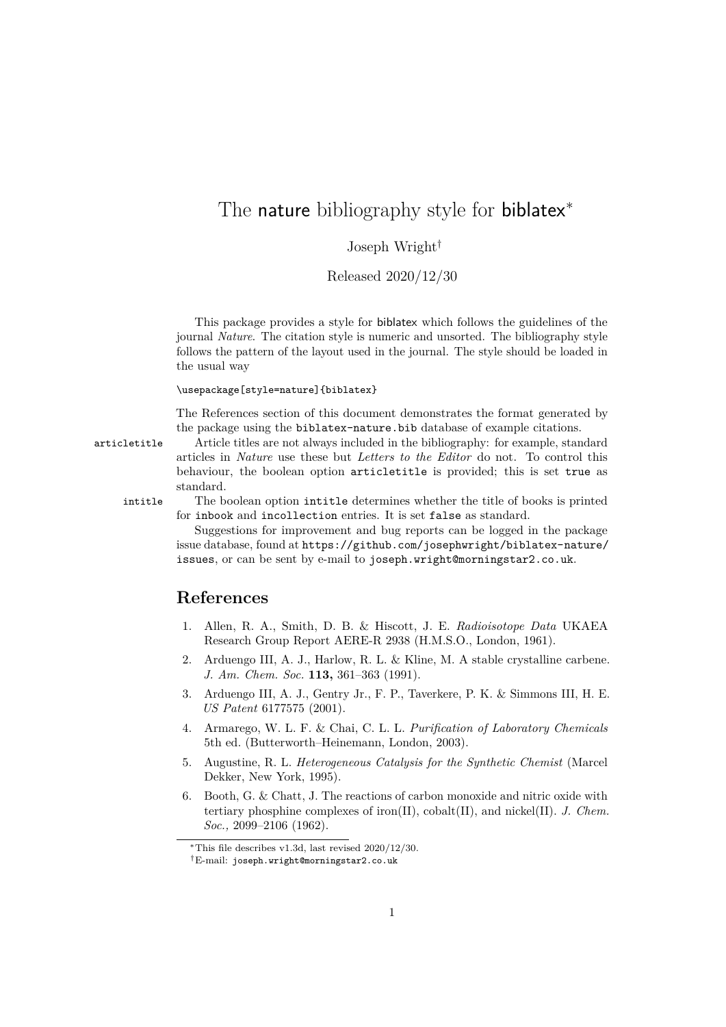# The nature bibliography style for biblatex[*]

Joseph Wright[†]

Released 2020/12/30

This package provides a style for biblatex which follows the guidelines of the journal *Nature*. The citation style is numeric and unsorted. The bibliography style follows the pattern of the layout used in the journal. The style should be loaded in the usual way

```
\usepackage[style=nature]{biblatex}
```

The References section of this document demonstrates the format generated by the package using the `biblatex-nature.bib` database of example citations.

`articletitle` Article titles are not always included in the bibliography: for example, standard articles in *Nature* use these but *Letters to the Editor* do not. To control this behaviour, the boolean option `articletitle` is provided; this is set `true` as standard.

`intitle` The boolean option `intitle` determines whether the title of books is printed for `inbook` and `incollection` entries. It is set `false` as standard.

Suggestions for improvement and bug reports can be logged in the package issue database, found at `https://github.com/josephwright/biblatex-nature/issues`, or can be sent by e-mail to `joseph.wright@morningstar2.co.uk`.

## References

1. Allen, R. A., Smith, D. B. & Hiscott, J. E. *Radioisotope Data* UKAEA Research Group Report AERE-R 2938 (H.M.S.O., London, 1961).
2. Arduengo III, A. J., Harlow, R. L. & Kline, M. A stable crystalline carbene. *J. Am. Chem. Soc.* **113,** 361–363 (1991).
3. Arduengo III, A. J., Gentry Jr., F. P., Taverkere, P. K. & Simmons III, H. E. *US Patent* 6177575 (2001).
4. Armarego, W. L. F. & Chai, C. L. L. *Purification of Laboratory Chemicals* 5th ed. (Butterworth–Heinemann, London, 2003).
5. Augustine, R. L. *Heterogeneous Catalysis for the Synthetic Chemist* (Marcel Dekker, New York, 1995).
6. Booth, G. & Chatt, J. The reactions of carbon monoxide and nitric oxide with tertiary phosphine complexes of iron(II), cobalt(II), and nickel(II). *J. Chem. Soc.,* 2099–2106 (1962).

[*] This file describes v1.3d, last revised 2020/12/30.

[†] E-mail: `joseph.wright@morningstar2.co.uk`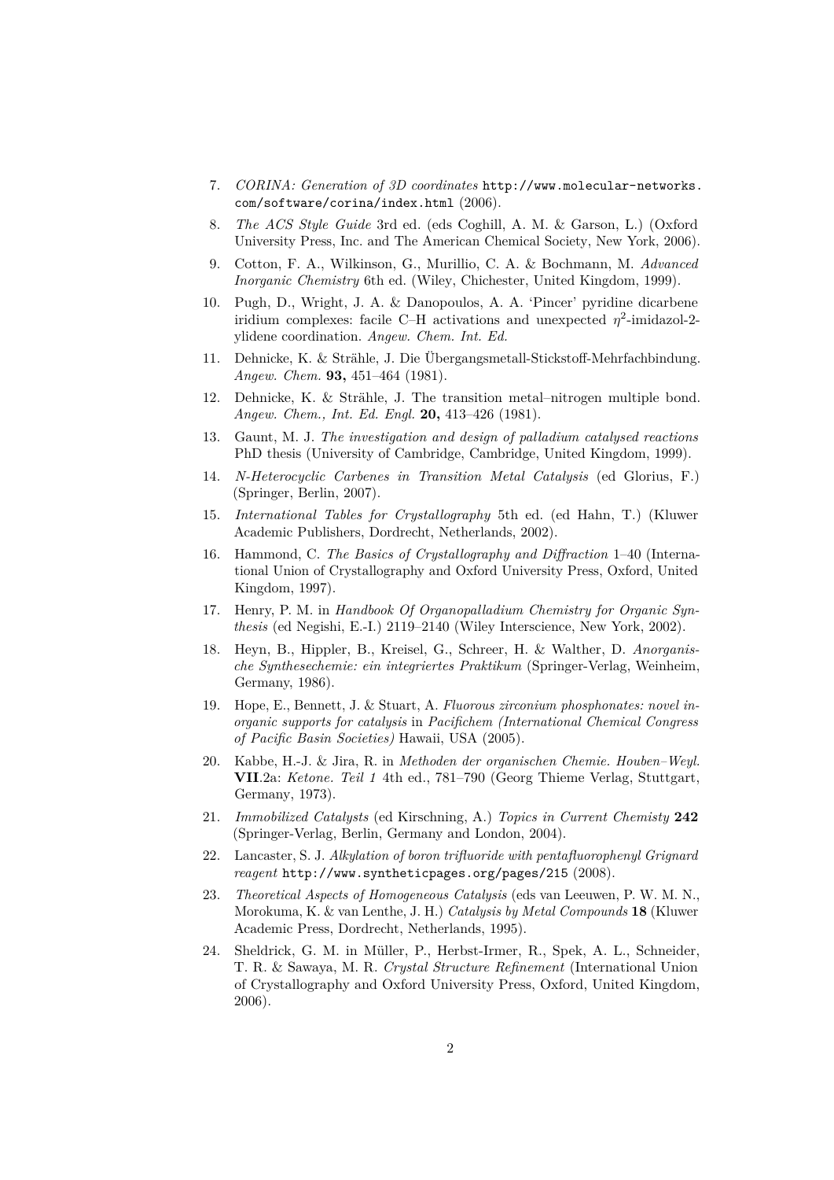7. *CORINA: Generation of 3D coordinates* `http://www.molecular-networks.com/software/corina/index.html` (2006).
8. *The ACS Style Guide* 3rd ed. (eds Coghill, A. M. & Garson, L.) (Oxford University Press, Inc. and The American Chemical Society, New York, 2006).
9. Cotton, F. A., Wilkinson, G., Murillio, C. A. & Bochmann, M. *Advanced Inorganic Chemistry* 6th ed. (Wiley, Chichester, United Kingdom, 1999).
10. Pugh, D., Wright, J. A. & Danopoulos, A. A. 'Pincer' pyridine dicarbene iridium complexes: facile C–H activations and unexpected $\eta^2$-imidazol-2-ylidene coordination. *Angew. Chem. Int. Ed.*
11. Dehnicke, K. & Strähle, J. Die Übergangsmetall-Stickstoff-Mehrfachbindung. *Angew. Chem.* **93,** 451–464 (1981).
12. Dehnicke, K. & Strähle, J. The transition metal–nitrogen multiple bond. *Angew. Chem., Int. Ed. Engl.* **20,** 413–426 (1981).
13. Gaunt, M. J. *The investigation and design of palladium catalysed reactions* PhD thesis (University of Cambridge, Cambridge, United Kingdom, 1999).
14. *N-Heterocyclic Carbenes in Transition Metal Catalysis* (ed Glorius, F.) (Springer, Berlin, 2007).
15. *International Tables for Crystallography* 5th ed. (ed Hahn, T.) (Kluwer Academic Publishers, Dordrecht, Netherlands, 2002).
16. Hammond, C. *The Basics of Crystallography and Diffraction* 1–40 (International Union of Crystallography and Oxford University Press, Oxford, United Kingdom, 1997).
17. Henry, P. M. in *Handbook Of Organopalladium Chemistry for Organic Synthesis* (ed Negishi, E.-I.) 2119–2140 (Wiley Interscience, New York, 2002).
18. Heyn, B., Hippler, B., Kreisel, G., Schreer, H. & Walther, D. *Anorganische Synthesechemie: ein integriertes Praktikum* (Springer-Verlag, Weinheim, Germany, 1986).
19. Hope, E., Bennett, J. & Stuart, A. *Fluorous zirconium phosphonates: novel inorganic supports for catalysis* in *Pacifichem (International Chemical Congress of Pacific Basin Societies)* Hawaii, USA (2005).
20. Kabbe, H.-J. & Jira, R. in *Methoden der organischen Chemie. Houben–Weyl.* **VII**.2a: *Ketone. Teil 1* 4th ed., 781–790 (Georg Thieme Verlag, Stuttgart, Germany, 1973).
21. *Immobilized Catalysts* (ed Kirschning, A.) *Topics in Current Chemisty* **242** (Springer-Verlag, Berlin, Germany and London, 2004).
22. Lancaster, S. J. *Alkylation of boron trifluoride with pentafluorophenyl Grignard reagent* `http://www.syntheticpages.org/pages/215` (2008).
23. *Theoretical Aspects of Homogeneous Catalysis* (eds van Leeuwen, P. W. M. N., Morokuma, K. & van Lenthe, J. H.) *Catalysis by Metal Compounds* **18** (Kluwer Academic Press, Dordrecht, Netherlands, 1995).
24. Sheldrick, G. M. in Müller, P., Herbst-Irmer, R., Spek, A. L., Schneider, T. R. & Sawaya, M. R. *Crystal Structure Refinement* (International Union of Crystallography and Oxford University Press, Oxford, United Kingdom, 2006).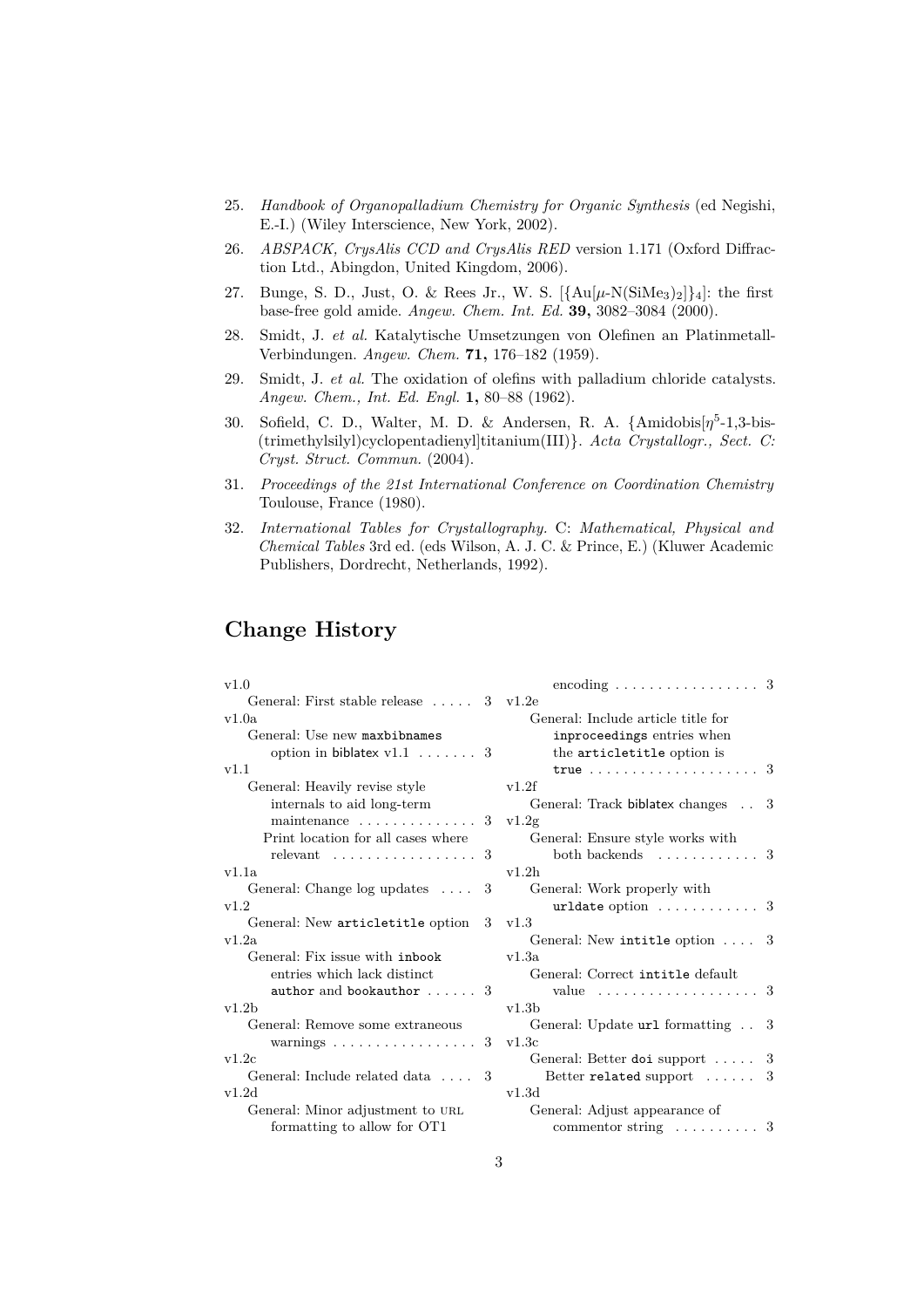25. *Handbook of Organopalladium Chemistry for Organic Synthesis* (ed Negishi, E.-I.) (Wiley Interscience, New York, 2002).

26. *ABSPACK, CrysAlis CCD and CrysAlis RED* version 1.171 (Oxford Diffraction Ltd., Abingdon, United Kingdom, 2006).

27. Bunge, S. D., Just, O. & Rees Jr., W. S. [{Au[$\mu$-N($SiMe_3$)$_2$]}$_4$]: the first base-free gold amide. *Angew. Chem. Int. Ed.* **39,** 3082–3084 (2000).

28. Smidt, J. *et al.* Katalytische Umsetzungen von Olefinen an Platinmetall-Verbindungen. *Angew. Chem.* **71,** 176–182 (1959).

29. Smidt, J. *et al.* The oxidation of olefins with palladium chloride catalysts. *Angew. Chem., Int. Ed. Engl.* **1,** 80–88 (1962).

30. Sofield, C. D., Walter, M. D. & Andersen, R. A. {Amidobis[$\eta^5$-1,3-bis-(trimethylsilyl)cyclopentadienyl]titanium(III)}. *Acta Crystallogr., Sect. C: Cryst. Struct. Commun.* (2004).

31. *Proceedings of the 21st International Conference on Coordination Chemistry* Toulouse, France (1980).

32. *International Tables for Crystallography.* C: *Mathematical, Physical and Chemical Tables* 3rd ed. (eds Wilson, A. J. C. & Prince, E.) (Kluwer Academic Publishers, Dordrecht, Netherlands, 1992).

## Change History

v1.0
- General: First stable release . . . . . 3

v1.0a
- General: Use new `maxbibnames` option in biblatex v1.1 . . . . . . . 3

v1.1
- General: Heavily revise style internals to aid long-term maintenance . . . . . . . . . . . . . . 3
- Print location for all cases where relevant . . . . . . . . . . . . . . . . 3

v1.1a
- General: Change log updates . . . . 3

v1.2
- General: New `articletitle` option 3

v1.2a
- General: Fix issue with `inbook` entries which lack distinct `author` and `bookauthor` . . . . . . 3

v1.2b
- General: Remove some extraneous warnings . . . . . . . . . . . . . . . . . 3

v1.2c
- General: Include related data . . . . 3

v1.2d
- General: Minor adjustment to URL formatting to allow for OT1 encoding . . . . . . . . . . . . . . . . . 3

v1.2e
- General: Include article title for `inproceedings` entries when the `articletitle` option is `true` . . . . . . . . . . . . . . . . . . . . 3

v1.2f
- General: Track biblatex changes . . 3

v1.2g
- General: Ensure style works with both backends . . . . . . . . . . . . 3

v1.2h
- General: Work properly with `urldate` option . . . . . . . . . . . . 3

v1.3
- General: New `intitle` option . . . . 3

v1.3a
- General: Correct `intitle` default value . . . . . . . . . . . . . . . . . . . 3

v1.3b
- General: Update `url` formatting . . 3

v1.3c
- General: Better `doi` support . . . . . 3
- Better `related` support . . . . . . 3

v1.3d
- General: Adjust appearance of commentor string . . . . . . . . . . 3